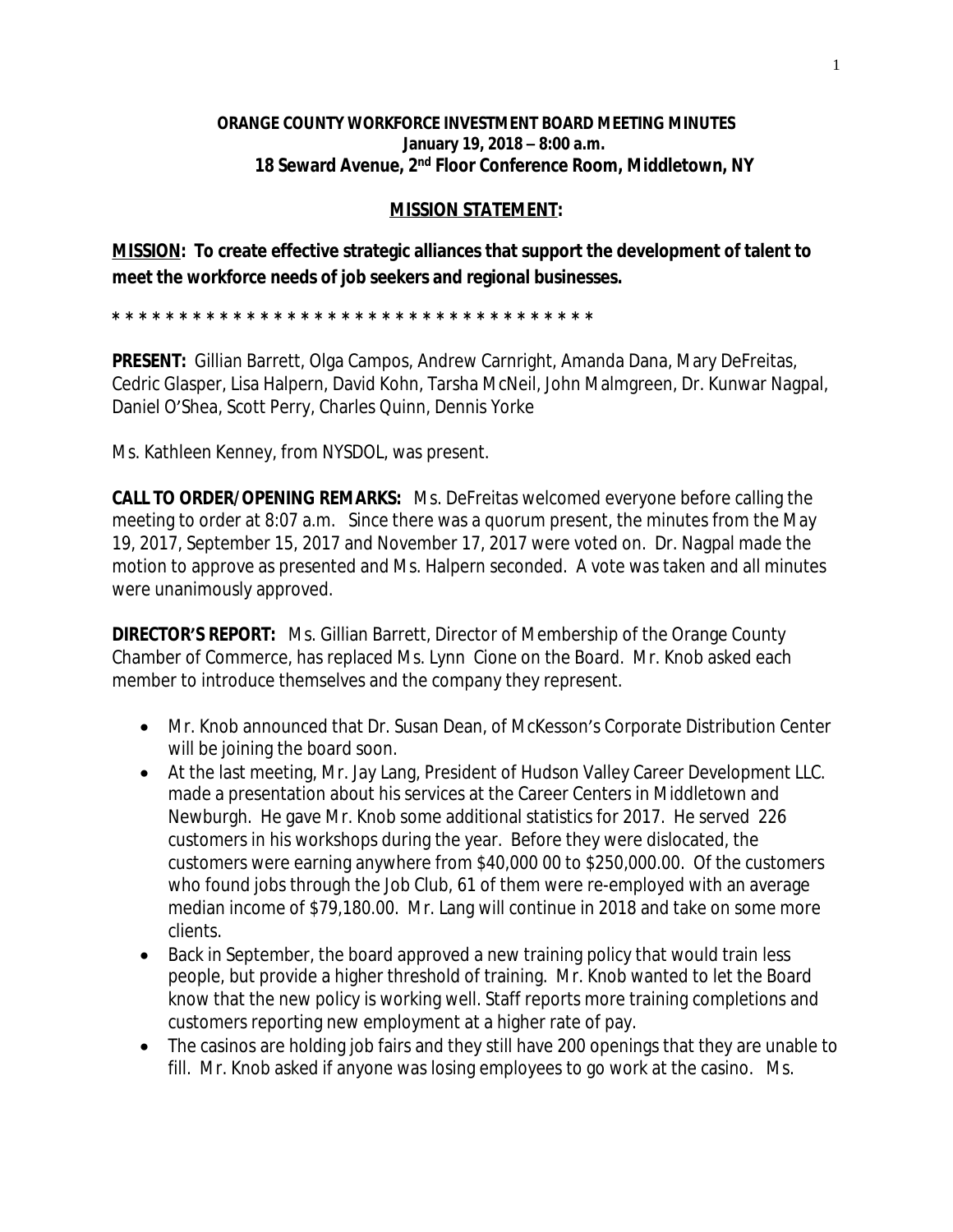**ORANGE COUNTY WORKFORCE INVESTMENT BOARD MEETING MINUTES**
**January 19, 2018 – 8:00 a.m.**
**18 Seward Avenue, 2nd Floor Conference Room, Middletown, NY**

**MISSION STATEMENT:**

**MISSION: To create effective strategic alliances that support the development of talent to meet the workforce needs of job seekers and regional businesses.**

* * * * * * * * * * * * * * * * * * * * * * * * * * * * * * * * * * * * *

**PRESENT:** Gillian Barrett, Olga Campos, Andrew Carnright, Amanda Dana, Mary DeFreitas, Cedric Glasper, Lisa Halpern, David Kohn, Tarsha McNeil, John Malmgreen, Dr. Kunwar Nagpal, Daniel O'Shea, Scott Perry, Charles Quinn, Dennis Yorke

Ms. Kathleen Kenney, from NYSDOL, was present.

**CALL TO ORDER/OPENING REMARKS:** Ms. DeFreitas welcomed everyone before calling the meeting to order at 8:07 a.m. Since there was a quorum present, the minutes from the May 19, 2017, September 15, 2017 and November 17, 2017 were voted on. Dr. Nagpal made the motion to approve as presented and Ms. Halpern seconded. A vote was taken and all minutes were unanimously approved.

**DIRECTOR'S REPORT:** Ms. Gillian Barrett, Director of Membership of the Orange County Chamber of Commerce, has replaced Ms. Lynn Cione on the Board. Mr. Knob asked each member to introduce themselves and the company they represent.

- Mr. Knob announced that Dr. Susan Dean, of McKesson's Corporate Distribution Center will be joining the board soon.
- At the last meeting, Mr. Jay Lang, President of Hudson Valley Career Development LLC. made a presentation about his services at the Career Centers in Middletown and Newburgh. He gave Mr. Knob some additional statistics for 2017. He served 226 customers in his workshops during the year. Before they were dislocated, the customers were earning anywhere from $40,000 00 to $250,000.00. Of the customers who found jobs through the Job Club, 61 of them were re-employed with an average median income of $79,180.00. Mr. Lang will continue in 2018 and take on some more clients.
- Back in September, the board approved a new training policy that would train less people, but provide a higher threshold of training. Mr. Knob wanted to let the Board know that the new policy is working well. Staff reports more training completions and customers reporting new employment at a higher rate of pay.
- The casinos are holding job fairs and they still have 200 openings that they are unable to fill. Mr. Knob asked if anyone was losing employees to go work at the casino. Ms.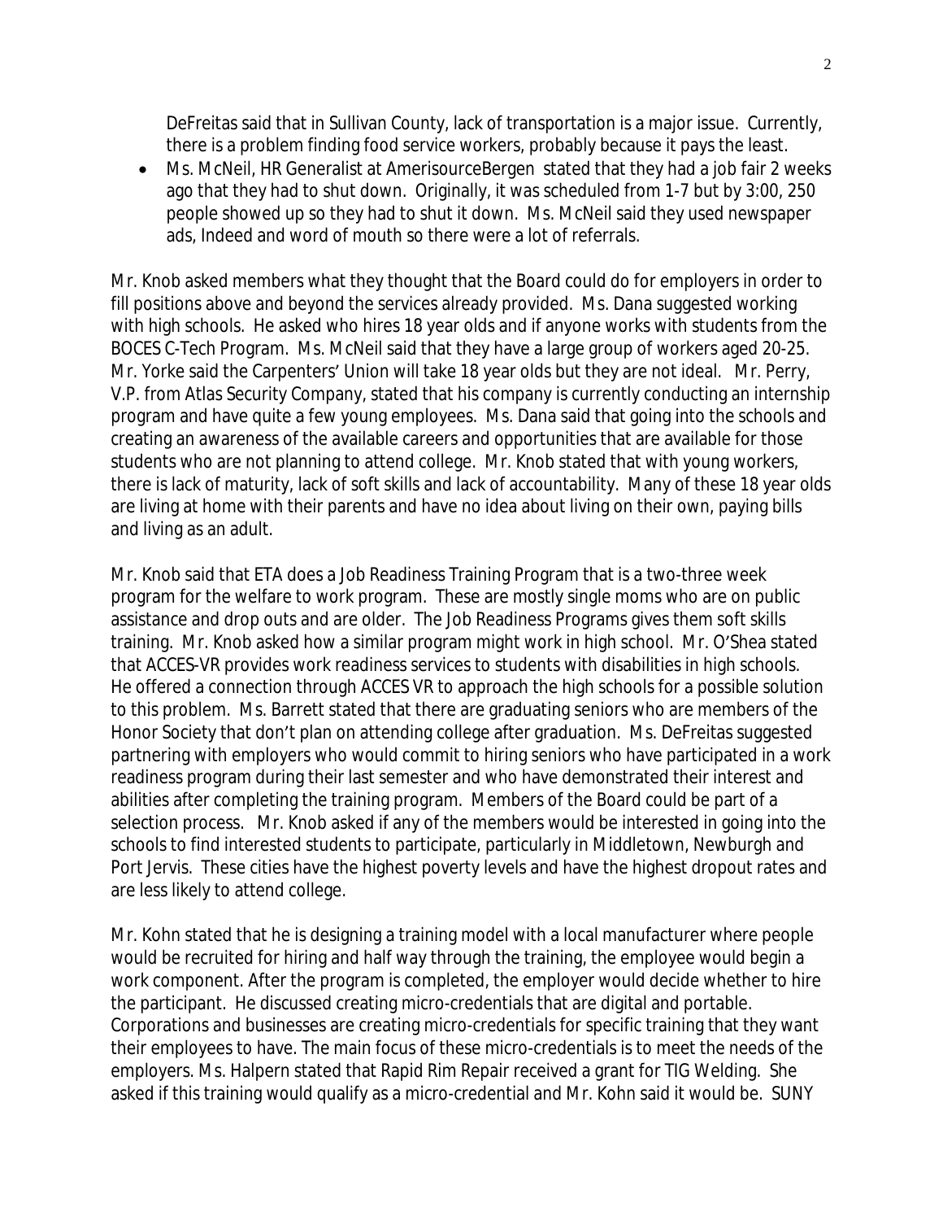DeFreitas said that in Sullivan County, lack of transportation is a major issue. Currently, there is a problem finding food service workers, probably because it pays the least.

- Ms. McNeil, HR Generalist at AmerisourceBergen stated that they had a job fair 2 weeks ago that they had to shut down. Originally, it was scheduled from 1-7 but by 3:00, 250 people showed up so they had to shut it down. Ms. McNeil said they used newspaper ads, Indeed and word of mouth so there were a lot of referrals.

Mr. Knob asked members what they thought that the Board could do for employers in order to fill positions above and beyond the services already provided. Ms. Dana suggested working with high schools. He asked who hires 18 year olds and if anyone works with students from the BOCES C-Tech Program. Ms. McNeil said that they have a large group of workers aged 20-25. Mr. Yorke said the Carpenters' Union will take 18 year olds but they are not ideal. Mr. Perry, V.P. from Atlas Security Company, stated that his company is currently conducting an internship program and have quite a few young employees. Ms. Dana said that going into the schools and creating an awareness of the available careers and opportunities that are available for those students who are not planning to attend college. Mr. Knob stated that with young workers, there is lack of maturity, lack of soft skills and lack of accountability. Many of these 18 year olds are living at home with their parents and have no idea about living on their own, paying bills and living as an adult.

Mr. Knob said that ETA does a Job Readiness Training Program that is a two-three week program for the welfare to work program. These are mostly single moms who are on public assistance and drop outs and are older. The Job Readiness Programs gives them soft skills training. Mr. Knob asked how a similar program might work in high school. Mr. O'Shea stated that ACCES-VR provides work readiness services to students with disabilities in high schools. He offered a connection through ACCES VR to approach the high schools for a possible solution to this problem. Ms. Barrett stated that there are graduating seniors who are members of the Honor Society that don't plan on attending college after graduation. Ms. DeFreitas suggested partnering with employers who would commit to hiring seniors who have participated in a work readiness program during their last semester and who have demonstrated their interest and abilities after completing the training program. Members of the Board could be part of a selection process. Mr. Knob asked if any of the members would be interested in going into the schools to find interested students to participate, particularly in Middletown, Newburgh and Port Jervis. These cities have the highest poverty levels and have the highest dropout rates and are less likely to attend college.

Mr. Kohn stated that he is designing a training model with a local manufacturer where people would be recruited for hiring and half way through the training, the employee would begin a work component. After the program is completed, the employer would decide whether to hire the participant. He discussed creating micro-credentials that are digital and portable. Corporations and businesses are creating micro-credentials for specific training that they want their employees to have. The main focus of these micro-credentials is to meet the needs of the employers. Ms. Halpern stated that Rapid Rim Repair received a grant for TIG Welding. She asked if this training would qualify as a micro-credential and Mr. Kohn said it would be. SUNY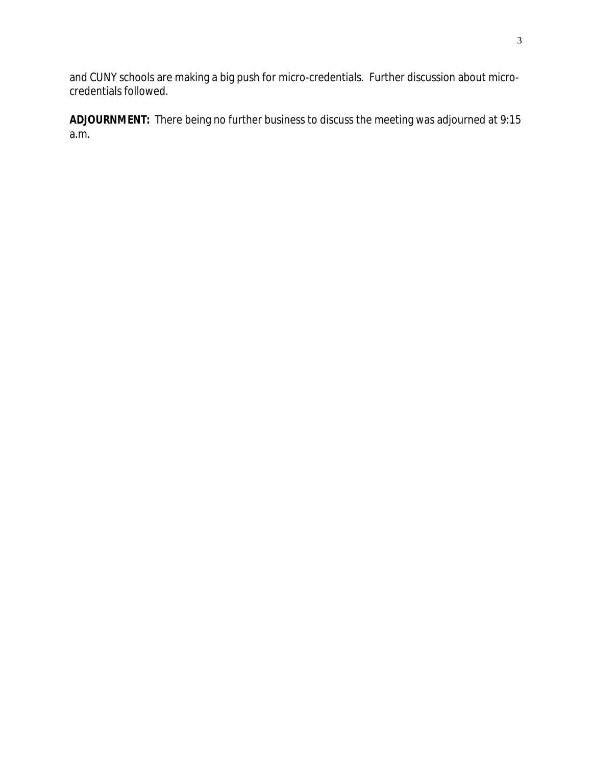and CUNY schools are making a big push for micro-credentials. Further discussion about micro-credentials followed.

**ADJOURNMENT:** There being no further business to discuss the meeting was adjourned at 9:15 a.m.